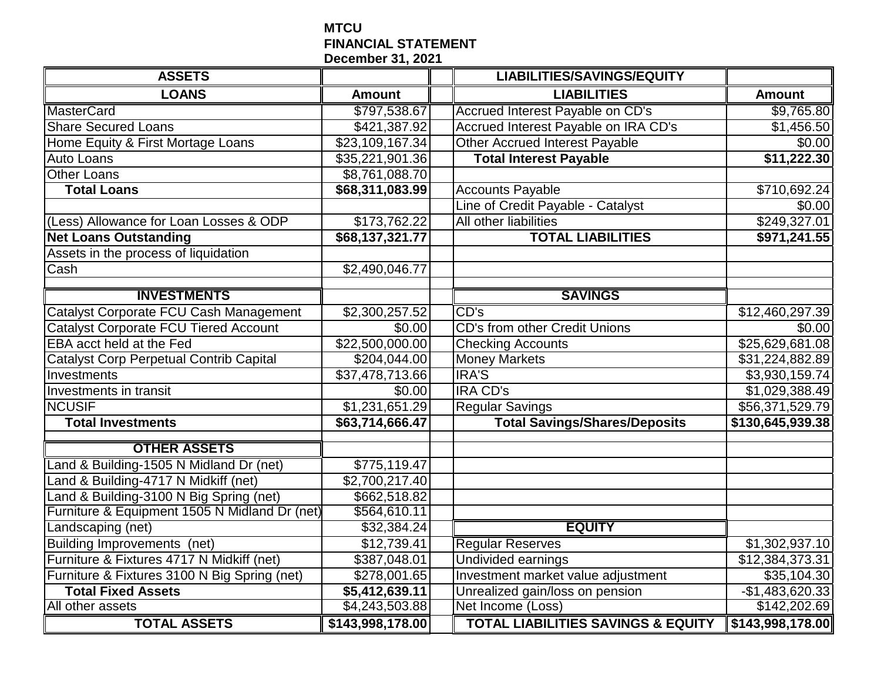**MTCU**
**FINANCIAL STATEMENT**
**December 31, 2021**

| ASSETS | | | LIABILITIES/SAVINGS/EQUITY | |
|---|---|---|---|---|
| **LOANS** | **Amount** | | **LIABILITIES** | **Amount** |
| MasterCard | $797,538.67 | | Accrued Interest Payable on CD's | $9,765.80 |
| Share Secured Loans | $421,387.92 | | Accrued Interest Payable on IRA CD's | $1,456.50 |
| Home Equity & First Mortage Loans | $23,109,167.34 | | Other Accrued Interest Payable | $0.00 |
| Auto Loans | $35,221,901.36 | | **Total Interest Payable** | **$11,222.30** |
| Other Loans | $8,761,088.70 | | | |
| **Total Loans** | **$68,311,083.99** | | Accounts Payable | $710,692.24 |
| | | | Line of Credit Payable - Catalyst | $0.00 |
| (Less) Allowance for Loan Losses & ODP | $173,762.22 | | All other liabilities | $249,327.01 |
| **Net Loans Outstanding** | **$68,137,321.77** | | **TOTAL LIABILITIES** | **$971,241.55** |
| Assets in the process of liquidation | | | | |
| Cash | $2,490,046.77 | | | |
| | | | | |
| **INVESTMENTS** | | | **SAVINGS** | |
| Catalyst Corporate FCU Cash Management | $2,300,257.52 | | CD's | $12,460,297.39 |
| Catalyst Corporate FCU Tiered Account | $0.00 | | CD's from other Credit Unions | $0.00 |
| EBA acct held at the Fed | $22,500,000.00 | | Checking Accounts | $25,629,681.08 |
| Catalyst Corp Perpetual Contrib Capital | $204,044.00 | | Money Markets | $31,224,882.89 |
| Investments | $37,478,713.66 | | IRA'S | $3,930,159.74 |
| Investments in transit | $0.00 | | IRA CD's | $1,029,388.49 |
| NCUSIF | $1,231,651.29 | | Regular Savings | $56,371,529.79 |
| **Total Investments** | **$63,714,666.47** | | **Total Savings/Shares/Deposits** | **$130,645,939.38** |
| | | | | |
| **OTHER ASSETS** | | | | |
| Land & Building-1505 N Midland Dr (net) | $775,119.47 | | | |
| Land & Building-4717 N Midkiff (net) | $2,700,217.40 | | | |
| Land & Building-3100 N Big Spring (net) | $662,518.82 | | | |
| Furniture & Equipment 1505 N Midland Dr (net) | $564,610.11 | | | |
| Landscaping (net) | $32,384.24 | | **EQUITY** | |
| Building Improvements (net) | $12,739.41 | | Regular Reserves | $1,302,937.10 |
| Furniture & Fixtures 4717 N Midkiff (net) | $387,048.01 | | Undivided earnings | $12,384,373.31 |
| Furniture & Fixtures 3100 N Big Spring (net) | $278,001.65 | | Investment market value adjustment | $35,104.30 |
| **Total Fixed Assets** | **$5,412,639.11** | | Unrealized gain/loss on pension | -$1,483,620.33 |
| All other assets | $4,243,503.88 | | Net Income (Loss) | $142,202.69 |
| **TOTAL ASSETS** | **$143,998,178.00** | | **TOTAL LIABILITIES SAVINGS & EQUITY** | **$143,998,178.00** |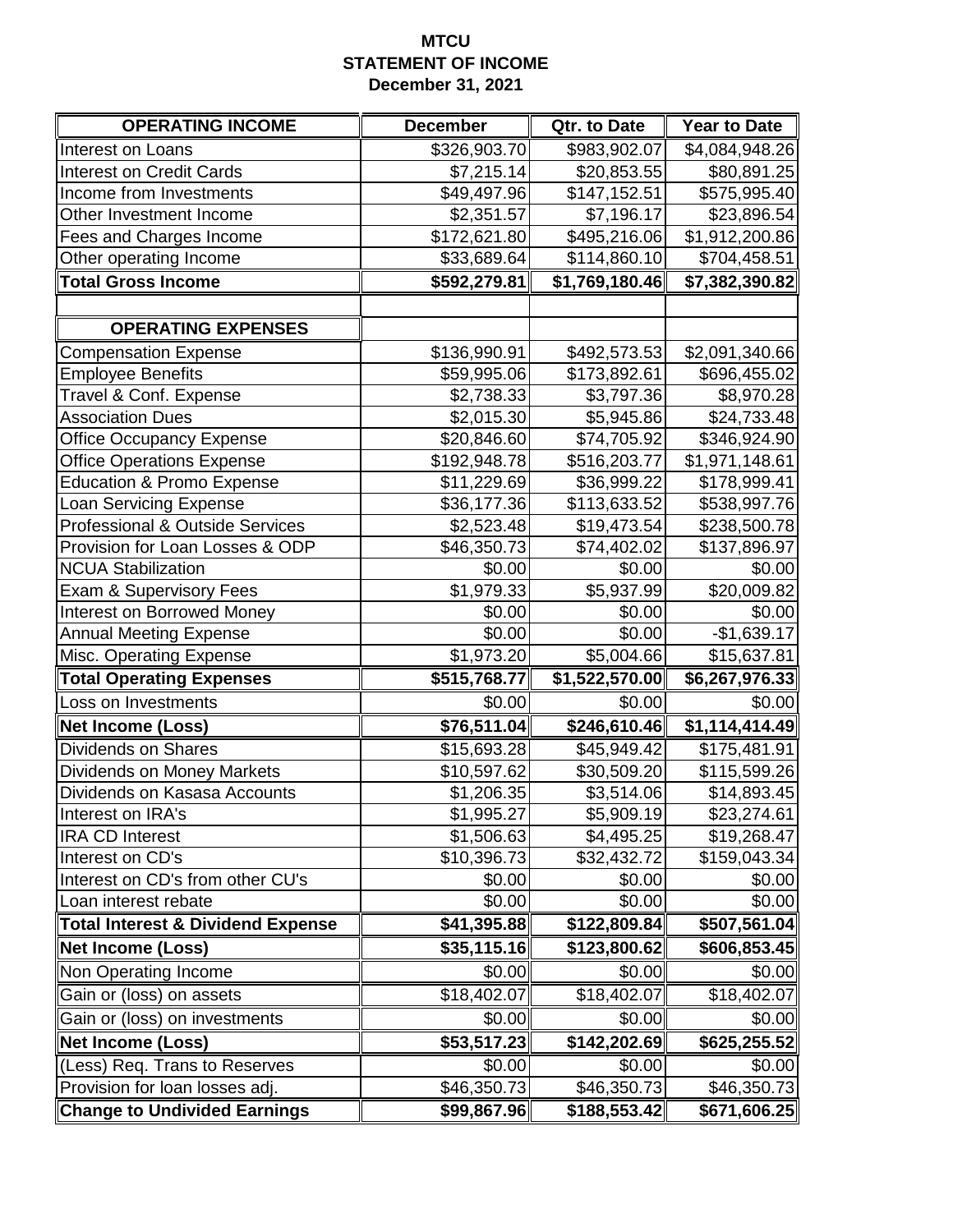**MTCU**
**STATEMENT OF INCOME**
**December 31, 2021**

| OPERATING INCOME | December | Qtr. to Date | Year to Date |
|---|---|---|---|
| Interest on Loans | $326,903.70 | $983,902.07 | $4,084,948.26 |
| Interest on Credit Cards | $7,215.14 | $20,853.55 | $80,891.25 |
| Income from Investments | $49,497.96 | $147,152.51 | $575,995.40 |
| Other Investment Income | $2,351.57 | $7,196.17 | $23,896.54 |
| Fees and Charges Income | $172,621.80 | $495,216.06 | $1,912,200.86 |
| Other operating Income | $33,689.64 | $114,860.10 | $704,458.51 |
| **Total Gross Income** | **$592,279.81** | **$1,769,180.46** | **$7,382,390.82** |
| | | | |
| **OPERATING EXPENSES** | | | |
| Compensation Expense | $136,990.91 | $492,573.53 | $2,091,340.66 |
| Employee Benefits | $59,995.06 | $173,892.61 | $696,455.02 |
| Travel & Conf. Expense | $2,738.33 | $3,797.36 | $8,970.28 |
| Association Dues | $2,015.30 | $5,945.86 | $24,733.48 |
| Office Occupancy Expense | $20,846.60 | $74,705.92 | $346,924.90 |
| Office Operations Expense | $192,948.78 | $516,203.77 | $1,971,148.61 |
| Education & Promo Expense | $11,229.69 | $36,999.22 | $178,999.41 |
| Loan Servicing Expense | $36,177.36 | $113,633.52 | $538,997.76 |
| Professional & Outside Services | $2,523.48 | $19,473.54 | $238,500.78 |
| Provision for Loan Losses & ODP | $46,350.73 | $74,402.02 | $137,896.97 |
| NCUA Stabilization | $0.00 | $0.00 | $0.00 |
| Exam & Supervisory Fees | $1,979.33 | $5,937.99 | $20,009.82 |
| Interest on Borrowed Money | $0.00 | $0.00 | $0.00 |
| Annual Meeting Expense | $0.00 | $0.00 | -$1,639.17 |
| Misc. Operating Expense | $1,973.20 | $5,004.66 | $15,637.81 |
| **Total Operating Expenses** | **$515,768.77** | **$1,522,570.00** | **$6,267,976.33** |
| Loss on Investments | $0.00 | $0.00 | $0.00 |
| **Net Income (Loss)** | **$76,511.04** | **$246,610.46** | **$1,114,414.49** |
| Dividends on Shares | $15,693.28 | $45,949.42 | $175,481.91 |
| Dividends on Money Markets | $10,597.62 | $30,509.20 | $115,599.26 |
| Dividends on Kasasa Accounts | $1,206.35 | $3,514.06 | $14,893.45 |
| Interest on IRA's | $1,995.27 | $5,909.19 | $23,274.61 |
| IRA CD Interest | $1,506.63 | $4,495.25 | $19,268.47 |
| Interest on CD's | $10,396.73 | $32,432.72 | $159,043.34 |
| Interest on CD's from other CU's | $0.00 | $0.00 | $0.00 |
| Loan interest rebate | $0.00 | $0.00 | $0.00 |
| **Total Interest & Dividend Expense** | **$41,395.88** | **$122,809.84** | **$507,561.04** |
| **Net Income (Loss)** | **$35,115.16** | **$123,800.62** | **$606,853.45** |
| Non Operating Income | $0.00 | $0.00 | $0.00 |
| Gain or (loss) on assets | $18,402.07 | $18,402.07 | $18,402.07 |
| Gain or (loss) on investments | $0.00 | $0.00 | $0.00 |
| **Net Income (Loss)** | **$53,517.23** | **$142,202.69** | **$625,255.52** |
| (Less) Req. Trans to Reserves | $0.00 | $0.00 | $0.00 |
| Provision for loan losses adj. | $46,350.73 | $46,350.73 | $46,350.73 |
| **Change to Undivided Earnings** | **$99,867.96** | **$188,553.42** | **$671,606.25** |